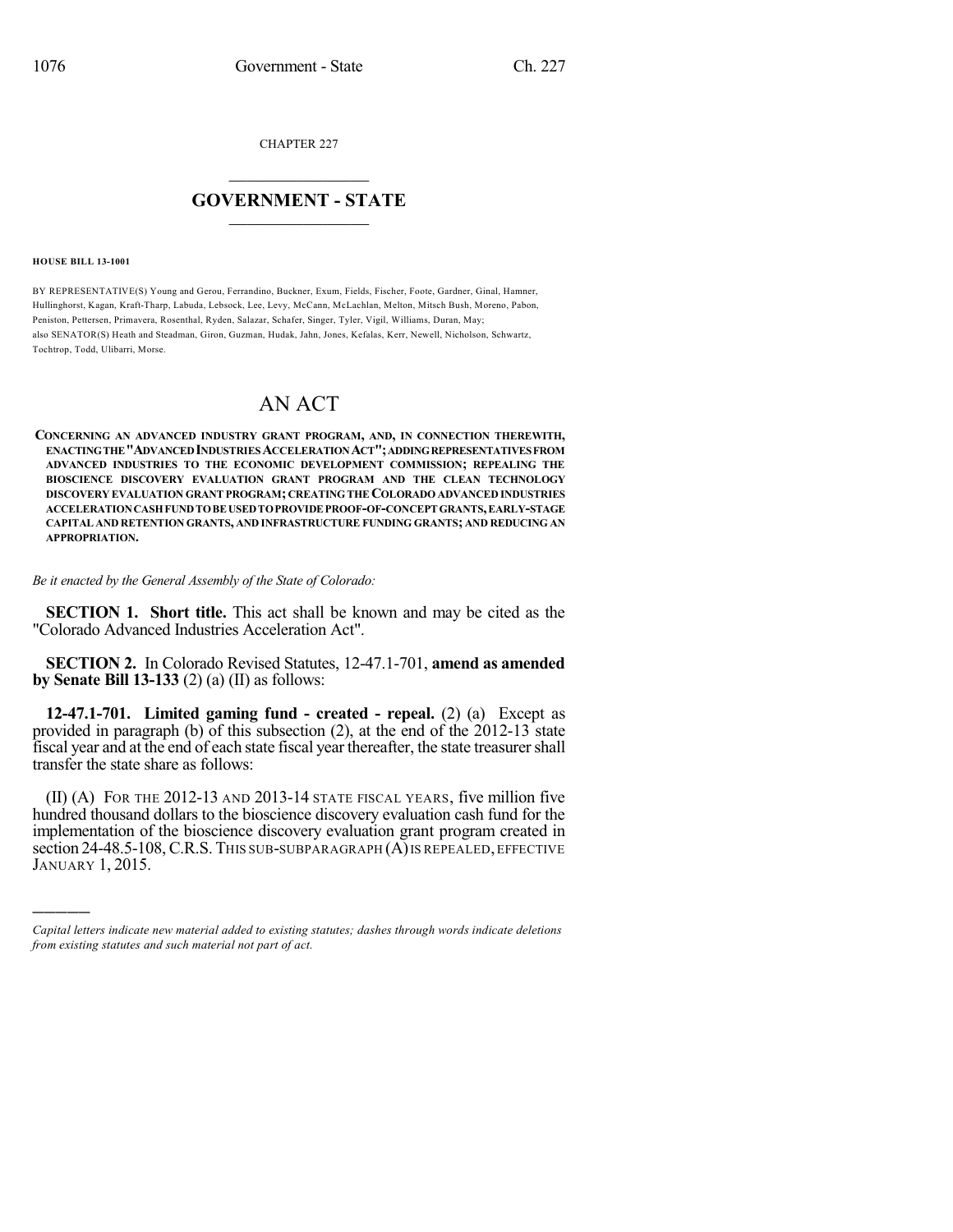CHAPTER 227

# GOVERNMENT - STATE

**HOUSE BILL 13-1001**

BY REPRESENTATIVE(S) Young and Gerou, Ferrandino, Buckner, Exum, Fields, Fischer, Foote, Gardner, Ginal, Hamner, Hullinghorst, Kagan, Kraft-Tharp, Labuda, Lebsock, Lee, Levy, McCann, McLachlan, Melton, Mitsch Bush, Moreno, Pabon, Peniston, Pettersen, Primavera, Rosenthal, Ryden, Salazar, Schafer, Singer, Tyler, Vigil, Williams, Duran, May;
also SENATOR(S) Heath and Steadman, Giron, Guzman, Hudak, Jahn, Jones, Kefalas, Kerr, Newell, Nicholson, Schwartz, Tochtrop, Todd, Ulibarri, Morse.

# AN ACT

**CONCERNING AN ADVANCED INDUSTRY GRANT PROGRAM, AND, IN CONNECTION THEREWITH, ENACTING THE "ADVANCED INDUSTRIES ACCELERATION ACT"; ADDING REPRESENTATIVES FROM ADVANCED INDUSTRIES TO THE ECONOMIC DEVELOPMENT COMMISSION; REPEALING THE BIOSCIENCE DISCOVERY EVALUATION GRANT PROGRAM AND THE CLEAN TECHNOLOGY DISCOVERY EVALUATION GRANT PROGRAM; CREATING THE COLORADO ADVANCED INDUSTRIES ACCELERATION CASH FUND TO BE USED TO PROVIDE PROOF-OF-CONCEPT GRANTS, EARLY-STAGE CAPITAL AND RETENTION GRANTS, AND INFRASTRUCTURE FUNDING GRANTS; AND REDUCING AN APPROPRIATION.**

*Be it enacted by the General Assembly of the State of Colorado:*

**SECTION 1. Short title.** This act shall be known and may be cited as the "Colorado Advanced Industries Acceleration Act".

**SECTION 2.** In Colorado Revised Statutes, 12-47.1-701, **amend as amended by Senate Bill 13-133** (2) (a) (II) as follows:

**12-47.1-701. Limited gaming fund - created - repeal.** (2) (a) Except as provided in paragraph (b) of this subsection (2), at the end of the 2012-13 state fiscal year and at the end of each state fiscal year thereafter, the state treasurer shall transfer the state share as follows:

(II) (A) FOR THE 2012-13 AND 2013-14 STATE FISCAL YEARS, five million five hundred thousand dollars to the bioscience discovery evaluation cash fund for the implementation of the bioscience discovery evaluation grant program created in section 24-48.5-108, C.R.S. THIS SUB-SUBPARAGRAPH (A) IS REPEALED, EFFECTIVE JANUARY 1, 2015.

---

*Capital letters indicate new material added to existing statutes; dashes through words indicate deletions from existing statutes and such material not part of act.*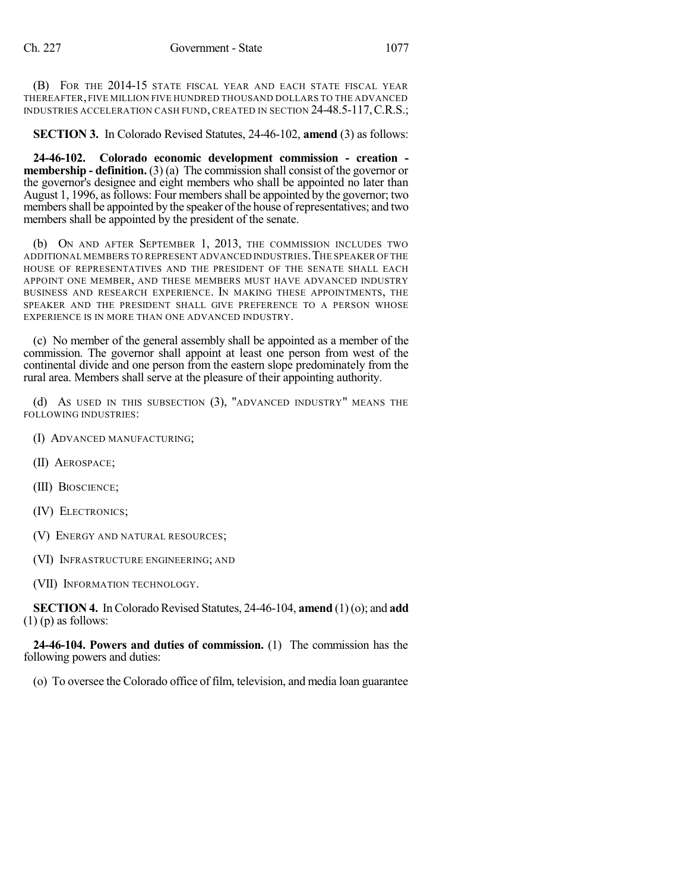(B) FOR THE 2014-15 STATE FISCAL YEAR AND EACH STATE FISCAL YEAR THEREAFTER, FIVE MILLION FIVE HUNDRED THOUSAND DOLLARS TO THE ADVANCED INDUSTRIES ACCELERATION CASH FUND, CREATED IN SECTION 24-48.5-117, C.R.S.;

**SECTION 3.** In Colorado Revised Statutes, 24-46-102, **amend** (3) as follows:

**24-46-102. Colorado economic development commission - creation - membership - definition.** (3) (a) The commission shall consist of the governor or the governor's designee and eight members who shall be appointed no later than August 1, 1996, as follows: Four members shall be appointed by the governor; two members shall be appointed by the speaker of the house of representatives; and two members shall be appointed by the president of the senate.

(b) ON AND AFTER SEPTEMBER 1, 2013, THE COMMISSION INCLUDES TWO ADDITIONAL MEMBERS TO REPRESENT ADVANCED INDUSTRIES. THE SPEAKER OF THE HOUSE OF REPRESENTATIVES AND THE PRESIDENT OF THE SENATE SHALL EACH APPOINT ONE MEMBER, AND THESE MEMBERS MUST HAVE ADVANCED INDUSTRY BUSINESS AND RESEARCH EXPERIENCE. IN MAKING THESE APPOINTMENTS, THE SPEAKER AND THE PRESIDENT SHALL GIVE PREFERENCE TO A PERSON WHOSE EXPERIENCE IS IN MORE THAN ONE ADVANCED INDUSTRY.

(c) No member of the general assembly shall be appointed as a member of the commission. The governor shall appoint at least one person from west of the continental divide and one person from the eastern slope predominately from the rural area. Members shall serve at the pleasure of their appointing authority.

(d) AS USED IN THIS SUBSECTION (3), "ADVANCED INDUSTRY" MEANS THE FOLLOWING INDUSTRIES:

(I) ADVANCED MANUFACTURING;

(II) AEROSPACE;

(III) BIOSCIENCE;

(IV) ELECTRONICS;

(V) ENERGY AND NATURAL RESOURCES;

(VI) INFRASTRUCTURE ENGINEERING; AND

(VII) INFORMATION TECHNOLOGY.

**SECTION 4.** In Colorado Revised Statutes, 24-46-104, **amend** (1) (o); and **add** (1) (p) as follows:

**24-46-104. Powers and duties of commission.** (1) The commission has the following powers and duties:

(o) To oversee the Colorado office of film, television, and media loan guarantee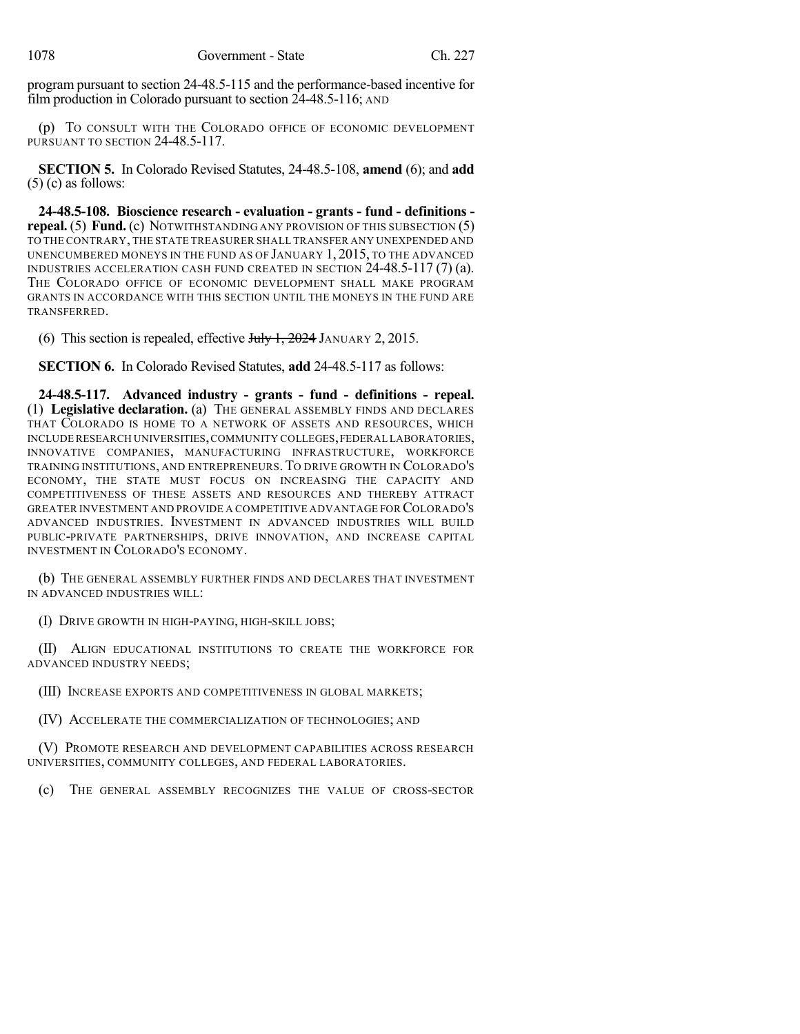program pursuant to section 24-48.5-115 and the performance-based incentive for film production in Colorado pursuant to section 24-48.5-116; AND

(p) TO CONSULT WITH THE COLORADO OFFICE OF ECONOMIC DEVELOPMENT PURSUANT TO SECTION 24-48.5-117.

**SECTION 5.** In Colorado Revised Statutes, 24-48.5-108, **amend** (6); and **add** (5) (c) as follows:

**24-48.5-108. Bioscience research - evaluation - grants - fund - definitions - repeal.** (5) **Fund.** (c) NOTWITHSTANDING ANY PROVISION OF THIS SUBSECTION (5) TO THE CONTRARY, THE STATE TREASURER SHALL TRANSFER ANY UNEXPENDED AND UNENCUMBERED MONEYS IN THE FUND AS OF JANUARY 1, 2015, TO THE ADVANCED INDUSTRIES ACCELERATION CASH FUND CREATED IN SECTION 24-48.5-117 (7) (a). THE COLORADO OFFICE OF ECONOMIC DEVELOPMENT SHALL MAKE PROGRAM GRANTS IN ACCORDANCE WITH THIS SECTION UNTIL THE MONEYS IN THE FUND ARE TRANSFERRED.

(6) This section is repealed, effective ~~July 1, 2024~~ JANUARY 2, 2015.

**SECTION 6.** In Colorado Revised Statutes, **add** 24-48.5-117 as follows:

**24-48.5-117. Advanced industry - grants - fund - definitions - repeal.** (1) **Legislative declaration.** (a) THE GENERAL ASSEMBLY FINDS AND DECLARES THAT COLORADO IS HOME TO A NETWORK OF ASSETS AND RESOURCES, WHICH INCLUDE RESEARCH UNIVERSITIES, COMMUNITY COLLEGES, FEDERAL LABORATORIES, INNOVATIVE COMPANIES, MANUFACTURING INFRASTRUCTURE, WORKFORCE TRAINING INSTITUTIONS, AND ENTREPRENEURS. TO DRIVE GROWTH IN COLORADO'S ECONOMY, THE STATE MUST FOCUS ON INCREASING THE CAPACITY AND COMPETITIVENESS OF THESE ASSETS AND RESOURCES AND THEREBY ATTRACT GREATER INVESTMENT AND PROVIDE A COMPETITIVE ADVANTAGE FOR COLORADO'S ADVANCED INDUSTRIES. INVESTMENT IN ADVANCED INDUSTRIES WILL BUILD PUBLIC-PRIVATE PARTNERSHIPS, DRIVE INNOVATION, AND INCREASE CAPITAL INVESTMENT IN COLORADO'S ECONOMY.

(b) THE GENERAL ASSEMBLY FURTHER FINDS AND DECLARES THAT INVESTMENT IN ADVANCED INDUSTRIES WILL:

(I) DRIVE GROWTH IN HIGH-PAYING, HIGH-SKILL JOBS;

(II) ALIGN EDUCATIONAL INSTITUTIONS TO CREATE THE WORKFORCE FOR ADVANCED INDUSTRY NEEDS;

(III) INCREASE EXPORTS AND COMPETITIVENESS IN GLOBAL MARKETS;

(IV) ACCELERATE THE COMMERCIALIZATION OF TECHNOLOGIES; AND

(V) PROMOTE RESEARCH AND DEVELOPMENT CAPABILITIES ACROSS RESEARCH UNIVERSITIES, COMMUNITY COLLEGES, AND FEDERAL LABORATORIES.

(c) THE GENERAL ASSEMBLY RECOGNIZES THE VALUE OF CROSS-SECTOR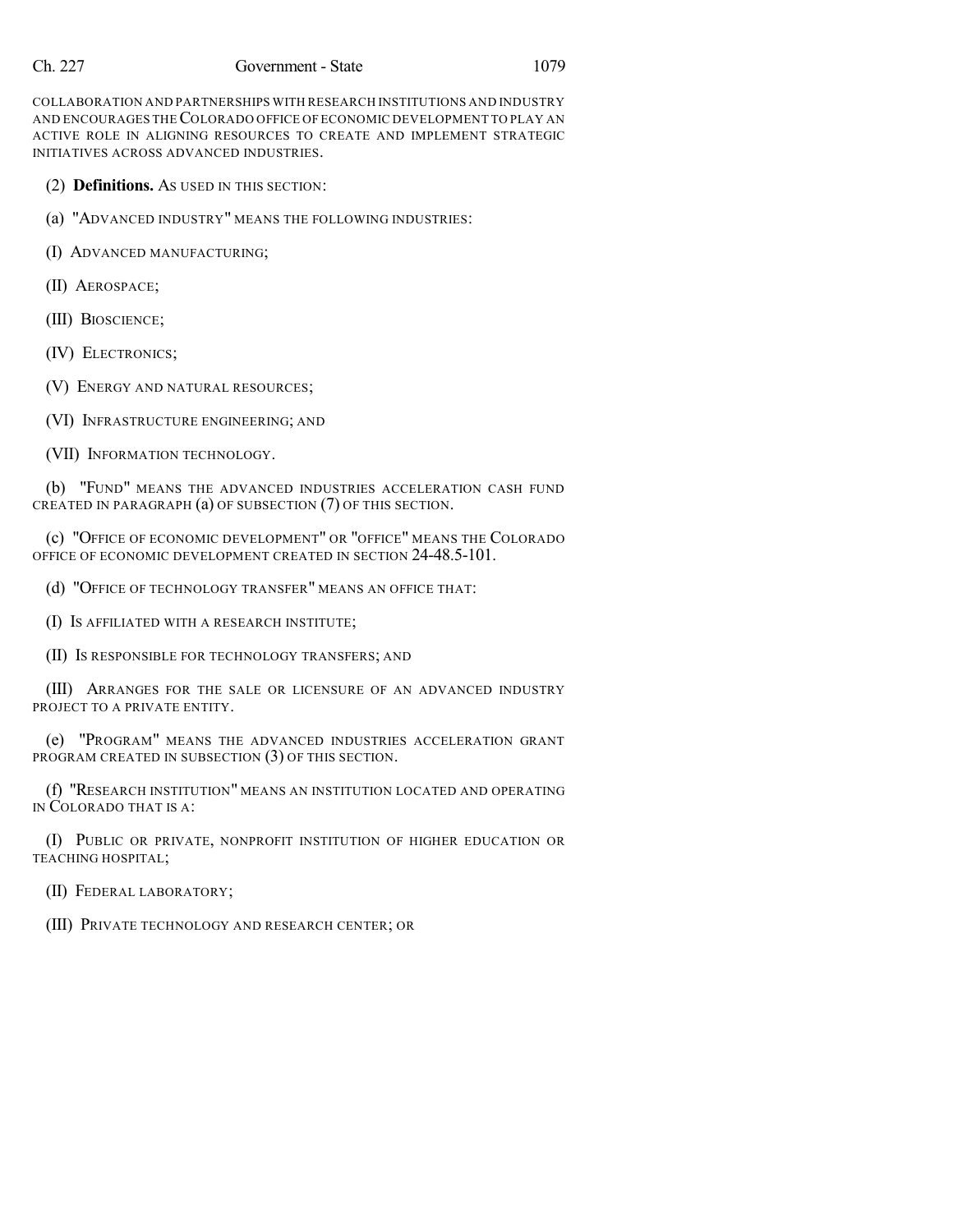COLLABORATION AND PARTNERSHIPS WITH RESEARCH INSTITUTIONS AND INDUSTRY AND ENCOURAGES THE COLORADO OFFICE OF ECONOMIC DEVELOPMENT TO PLAY AN ACTIVE ROLE IN ALIGNING RESOURCES TO CREATE AND IMPLEMENT STRATEGIC INITIATIVES ACROSS ADVANCED INDUSTRIES.

(2) **Definitions.** AS USED IN THIS SECTION:

(a) "ADVANCED INDUSTRY" MEANS THE FOLLOWING INDUSTRIES:

(I) ADVANCED MANUFACTURING;

(II) AEROSPACE;

(III) BIOSCIENCE;

(IV) ELECTRONICS;

(V) ENERGY AND NATURAL RESOURCES;

(VI) INFRASTRUCTURE ENGINEERING; AND

(VII) INFORMATION TECHNOLOGY.

(b) "FUND" MEANS THE ADVANCED INDUSTRIES ACCELERATION CASH FUND CREATED IN PARAGRAPH (a) OF SUBSECTION (7) OF THIS SECTION.

(c) "OFFICE OF ECONOMIC DEVELOPMENT" OR "OFFICE" MEANS THE COLORADO OFFICE OF ECONOMIC DEVELOPMENT CREATED IN SECTION 24-48.5-101.

(d) "OFFICE OF TECHNOLOGY TRANSFER" MEANS AN OFFICE THAT:

(I) IS AFFILIATED WITH A RESEARCH INSTITUTE;

(II) IS RESPONSIBLE FOR TECHNOLOGY TRANSFERS; AND

(III) ARRANGES FOR THE SALE OR LICENSURE OF AN ADVANCED INDUSTRY PROJECT TO A PRIVATE ENTITY.

(e) "PROGRAM" MEANS THE ADVANCED INDUSTRIES ACCELERATION GRANT PROGRAM CREATED IN SUBSECTION (3) OF THIS SECTION.

(f) "RESEARCH INSTITUTION" MEANS AN INSTITUTION LOCATED AND OPERATING IN COLORADO THAT IS A:

(I) PUBLIC OR PRIVATE, NONPROFIT INSTITUTION OF HIGHER EDUCATION OR TEACHING HOSPITAL;

(II) FEDERAL LABORATORY;

(III) PRIVATE TECHNOLOGY AND RESEARCH CENTER; OR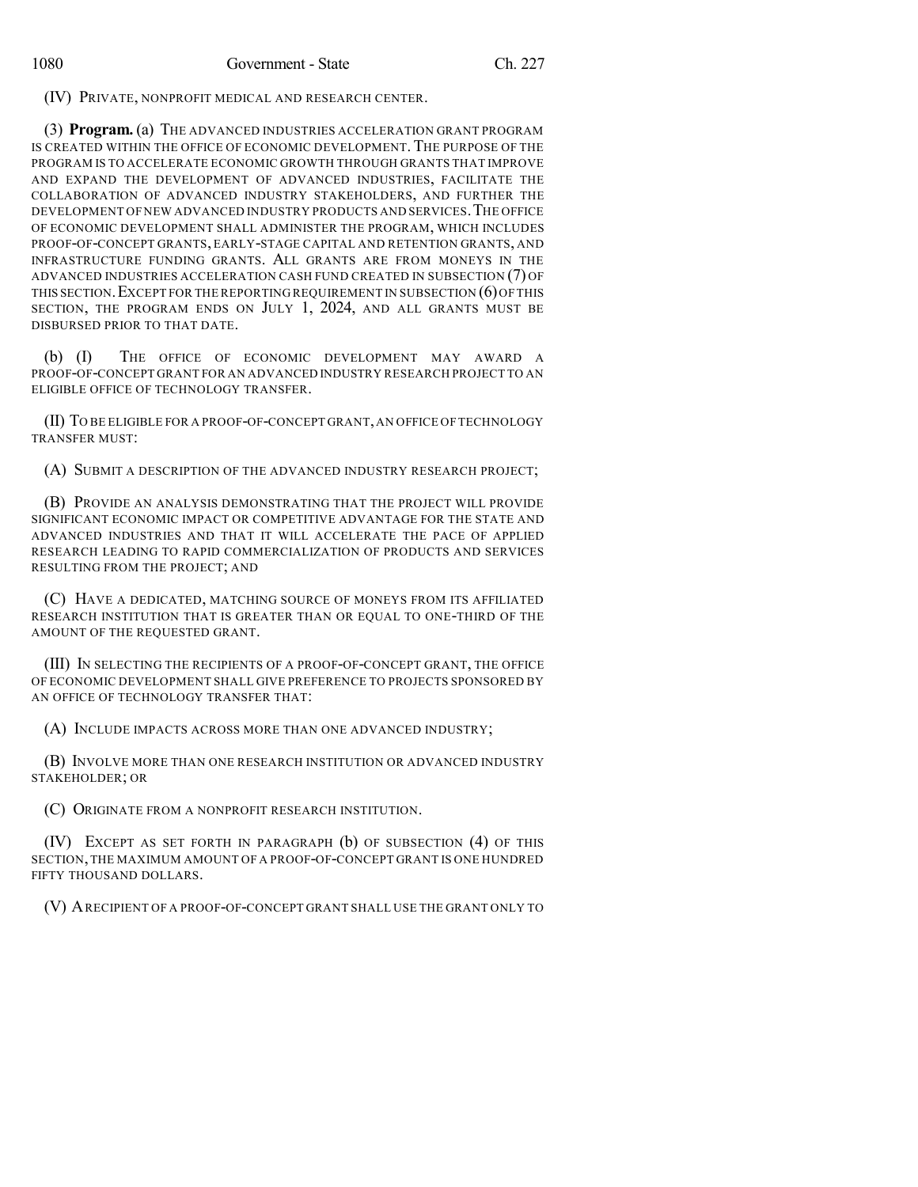(IV) PRIVATE, NONPROFIT MEDICAL AND RESEARCH CENTER.

(3) **Program.** (a) THE ADVANCED INDUSTRIES ACCELERATION GRANT PROGRAM IS CREATED WITHIN THE OFFICE OF ECONOMIC DEVELOPMENT. THE PURPOSE OF THE PROGRAM IS TO ACCELERATE ECONOMIC GROWTH THROUGH GRANTS THAT IMPROVE AND EXPAND THE DEVELOPMENT OF ADVANCED INDUSTRIES, FACILITATE THE COLLABORATION OF ADVANCED INDUSTRY STAKEHOLDERS, AND FURTHER THE DEVELOPMENT OF NEW ADVANCED INDUSTRY PRODUCTS AND SERVICES. THE OFFICE OF ECONOMIC DEVELOPMENT SHALL ADMINISTER THE PROGRAM, WHICH INCLUDES PROOF-OF-CONCEPT GRANTS, EARLY-STAGE CAPITAL AND RETENTION GRANTS, AND INFRASTRUCTURE FUNDING GRANTS. ALL GRANTS ARE FROM MONEYS IN THE ADVANCED INDUSTRIES ACCELERATION CASH FUND CREATED IN SUBSECTION (7) OF THIS SECTION. EXCEPT FOR THE REPORTING REQUIREMENT IN SUBSECTION (6) OF THIS SECTION, THE PROGRAM ENDS ON JULY 1, 2024, AND ALL GRANTS MUST BE DISBURSED PRIOR TO THAT DATE.

(b) (I) THE OFFICE OF ECONOMIC DEVELOPMENT MAY AWARD A PROOF-OF-CONCEPT GRANT FOR AN ADVANCED INDUSTRY RESEARCH PROJECT TO AN ELIGIBLE OFFICE OF TECHNOLOGY TRANSFER.

(II) TO BE ELIGIBLE FOR A PROOF-OF-CONCEPT GRANT, AN OFFICE OF TECHNOLOGY TRANSFER MUST:

(A) SUBMIT A DESCRIPTION OF THE ADVANCED INDUSTRY RESEARCH PROJECT;

(B) PROVIDE AN ANALYSIS DEMONSTRATING THAT THE PROJECT WILL PROVIDE SIGNIFICANT ECONOMIC IMPACT OR COMPETITIVE ADVANTAGE FOR THE STATE AND ADVANCED INDUSTRIES AND THAT IT WILL ACCELERATE THE PACE OF APPLIED RESEARCH LEADING TO RAPID COMMERCIALIZATION OF PRODUCTS AND SERVICES RESULTING FROM THE PROJECT; AND

(C) HAVE A DEDICATED, MATCHING SOURCE OF MONEYS FROM ITS AFFILIATED RESEARCH INSTITUTION THAT IS GREATER THAN OR EQUAL TO ONE-THIRD OF THE AMOUNT OF THE REQUESTED GRANT.

(III) IN SELECTING THE RECIPIENTS OF A PROOF-OF-CONCEPT GRANT, THE OFFICE OF ECONOMIC DEVELOPMENT SHALL GIVE PREFERENCE TO PROJECTS SPONSORED BY AN OFFICE OF TECHNOLOGY TRANSFER THAT:

(A) INCLUDE IMPACTS ACROSS MORE THAN ONE ADVANCED INDUSTRY;

(B) INVOLVE MORE THAN ONE RESEARCH INSTITUTION OR ADVANCED INDUSTRY STAKEHOLDER; OR

(C) ORIGINATE FROM A NONPROFIT RESEARCH INSTITUTION.

(IV) EXCEPT AS SET FORTH IN PARAGRAPH (b) OF SUBSECTION (4) OF THIS SECTION, THE MAXIMUM AMOUNT OF A PROOF-OF-CONCEPT GRANT IS ONE HUNDRED FIFTY THOUSAND DOLLARS.

(V) A RECIPIENT OF A PROOF-OF-CONCEPT GRANT SHALL USE THE GRANT ONLY TO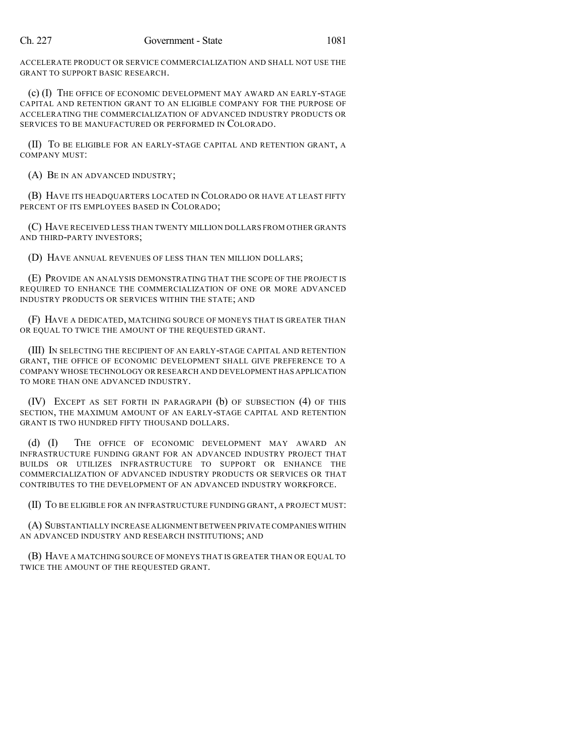ACCELERATE PRODUCT OR SERVICE COMMERCIALIZATION AND SHALL NOT USE THE GRANT TO SUPPORT BASIC RESEARCH.

(c) (I) THE OFFICE OF ECONOMIC DEVELOPMENT MAY AWARD AN EARLY-STAGE CAPITAL AND RETENTION GRANT TO AN ELIGIBLE COMPANY FOR THE PURPOSE OF ACCELERATING THE COMMERCIALIZATION OF ADVANCED INDUSTRY PRODUCTS OR SERVICES TO BE MANUFACTURED OR PERFORMED IN COLORADO.

(II) TO BE ELIGIBLE FOR AN EARLY-STAGE CAPITAL AND RETENTION GRANT, A COMPANY MUST:

(A) BE IN AN ADVANCED INDUSTRY;

(B) HAVE ITS HEADQUARTERS LOCATED IN COLORADO OR HAVE AT LEAST FIFTY PERCENT OF ITS EMPLOYEES BASED IN COLORADO;

(C) HAVE RECEIVED LESS THAN TWENTY MILLION DOLLARS FROM OTHER GRANTS AND THIRD-PARTY INVESTORS;

(D) HAVE ANNUAL REVENUES OF LESS THAN TEN MILLION DOLLARS;

(E) PROVIDE AN ANALYSIS DEMONSTRATING THAT THE SCOPE OF THE PROJECT IS REQUIRED TO ENHANCE THE COMMERCIALIZATION OF ONE OR MORE ADVANCED INDUSTRY PRODUCTS OR SERVICES WITHIN THE STATE; AND

(F) HAVE A DEDICATED, MATCHING SOURCE OF MONEYS THAT IS GREATER THAN OR EQUAL TO TWICE THE AMOUNT OF THE REQUESTED GRANT.

(III) IN SELECTING THE RECIPIENT OF AN EARLY-STAGE CAPITAL AND RETENTION GRANT, THE OFFICE OF ECONOMIC DEVELOPMENT SHALL GIVE PREFERENCE TO A COMPANY WHOSE TECHNOLOGY OR RESEARCH AND DEVELOPMENT HAS APPLICATION TO MORE THAN ONE ADVANCED INDUSTRY.

(IV) EXCEPT AS SET FORTH IN PARAGRAPH (b) OF SUBSECTION (4) OF THIS SECTION, THE MAXIMUM AMOUNT OF AN EARLY-STAGE CAPITAL AND RETENTION GRANT IS TWO HUNDRED FIFTY THOUSAND DOLLARS.

(d) (I) THE OFFICE OF ECONOMIC DEVELOPMENT MAY AWARD AN INFRASTRUCTURE FUNDING GRANT FOR AN ADVANCED INDUSTRY PROJECT THAT BUILDS OR UTILIZES INFRASTRUCTURE TO SUPPORT OR ENHANCE THE COMMERCIALIZATION OF ADVANCED INDUSTRY PRODUCTS OR SERVICES OR THAT CONTRIBUTES TO THE DEVELOPMENT OF AN ADVANCED INDUSTRY WORKFORCE.

(II) TO BE ELIGIBLE FOR AN INFRASTRUCTURE FUNDING GRANT, A PROJECT MUST:

(A) SUBSTANTIALLY INCREASE ALIGNMENT BETWEEN PRIVATE COMPANIES WITHIN AN ADVANCED INDUSTRY AND RESEARCH INSTITUTIONS; AND

(B) HAVE A MATCHING SOURCE OF MONEYS THAT IS GREATER THAN OR EQUAL TO TWICE THE AMOUNT OF THE REQUESTED GRANT.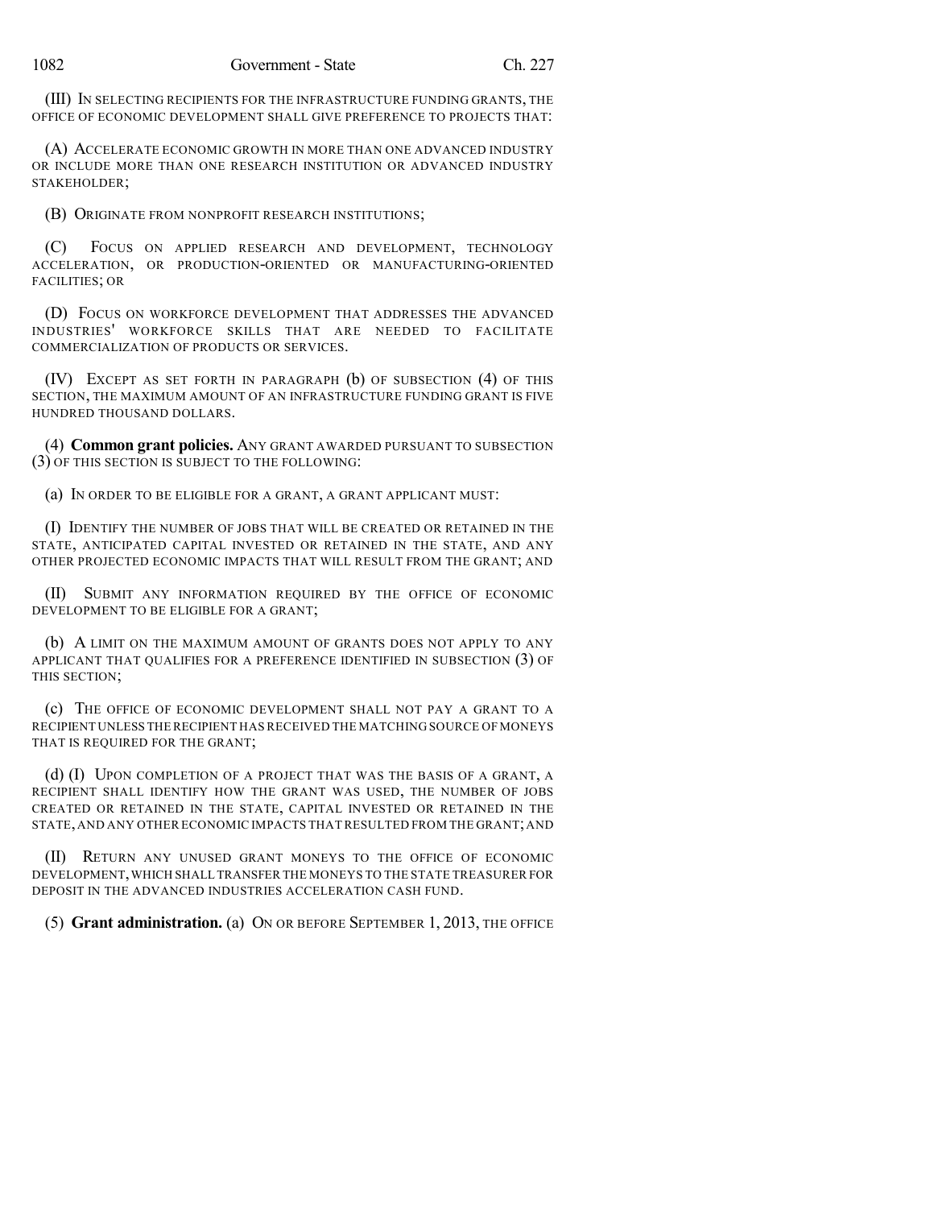(III) IN SELECTING RECIPIENTS FOR THE INFRASTRUCTURE FUNDING GRANTS, THE OFFICE OF ECONOMIC DEVELOPMENT SHALL GIVE PREFERENCE TO PROJECTS THAT:

(A) ACCELERATE ECONOMIC GROWTH IN MORE THAN ONE ADVANCED INDUSTRY OR INCLUDE MORE THAN ONE RESEARCH INSTITUTION OR ADVANCED INDUSTRY STAKEHOLDER;

(B) ORIGINATE FROM NONPROFIT RESEARCH INSTITUTIONS;

(C) FOCUS ON APPLIED RESEARCH AND DEVELOPMENT, TECHNOLOGY ACCELERATION, OR PRODUCTION-ORIENTED OR MANUFACTURING-ORIENTED FACILITIES; OR

(D) FOCUS ON WORKFORCE DEVELOPMENT THAT ADDRESSES THE ADVANCED INDUSTRIES' WORKFORCE SKILLS THAT ARE NEEDED TO FACILITATE COMMERCIALIZATION OF PRODUCTS OR SERVICES.

(IV) EXCEPT AS SET FORTH IN PARAGRAPH (b) OF SUBSECTION (4) OF THIS SECTION, THE MAXIMUM AMOUNT OF AN INFRASTRUCTURE FUNDING GRANT IS FIVE HUNDRED THOUSAND DOLLARS.

(4) **Common grant policies.** ANY GRANT AWARDED PURSUANT TO SUBSECTION (3) OF THIS SECTION IS SUBJECT TO THE FOLLOWING:

(a) IN ORDER TO BE ELIGIBLE FOR A GRANT, A GRANT APPLICANT MUST:

(I) IDENTIFY THE NUMBER OF JOBS THAT WILL BE CREATED OR RETAINED IN THE STATE, ANTICIPATED CAPITAL INVESTED OR RETAINED IN THE STATE, AND ANY OTHER PROJECTED ECONOMIC IMPACTS THAT WILL RESULT FROM THE GRANT; AND

(II) SUBMIT ANY INFORMATION REQUIRED BY THE OFFICE OF ECONOMIC DEVELOPMENT TO BE ELIGIBLE FOR A GRANT;

(b) A LIMIT ON THE MAXIMUM AMOUNT OF GRANTS DOES NOT APPLY TO ANY APPLICANT THAT QUALIFIES FOR A PREFERENCE IDENTIFIED IN SUBSECTION (3) OF THIS SECTION;

(c) THE OFFICE OF ECONOMIC DEVELOPMENT SHALL NOT PAY A GRANT TO A RECIPIENT UNLESS THE RECIPIENT HAS RECEIVED THE MATCHING SOURCE OF MONEYS THAT IS REQUIRED FOR THE GRANT;

(d) (I) UPON COMPLETION OF A PROJECT THAT WAS THE BASIS OF A GRANT, A RECIPIENT SHALL IDENTIFY HOW THE GRANT WAS USED, THE NUMBER OF JOBS CREATED OR RETAINED IN THE STATE, CAPITAL INVESTED OR RETAINED IN THE STATE, AND ANY OTHER ECONOMIC IMPACTS THAT RESULTED FROM THE GRANT; AND

(II) RETURN ANY UNUSED GRANT MONEYS TO THE OFFICE OF ECONOMIC DEVELOPMENT, WHICH SHALL TRANSFER THE MONEYS TO THE STATE TREASURER FOR DEPOSIT IN THE ADVANCED INDUSTRIES ACCELERATION CASH FUND.

(5) **Grant administration.** (a) ON OR BEFORE SEPTEMBER 1, 2013, THE OFFICE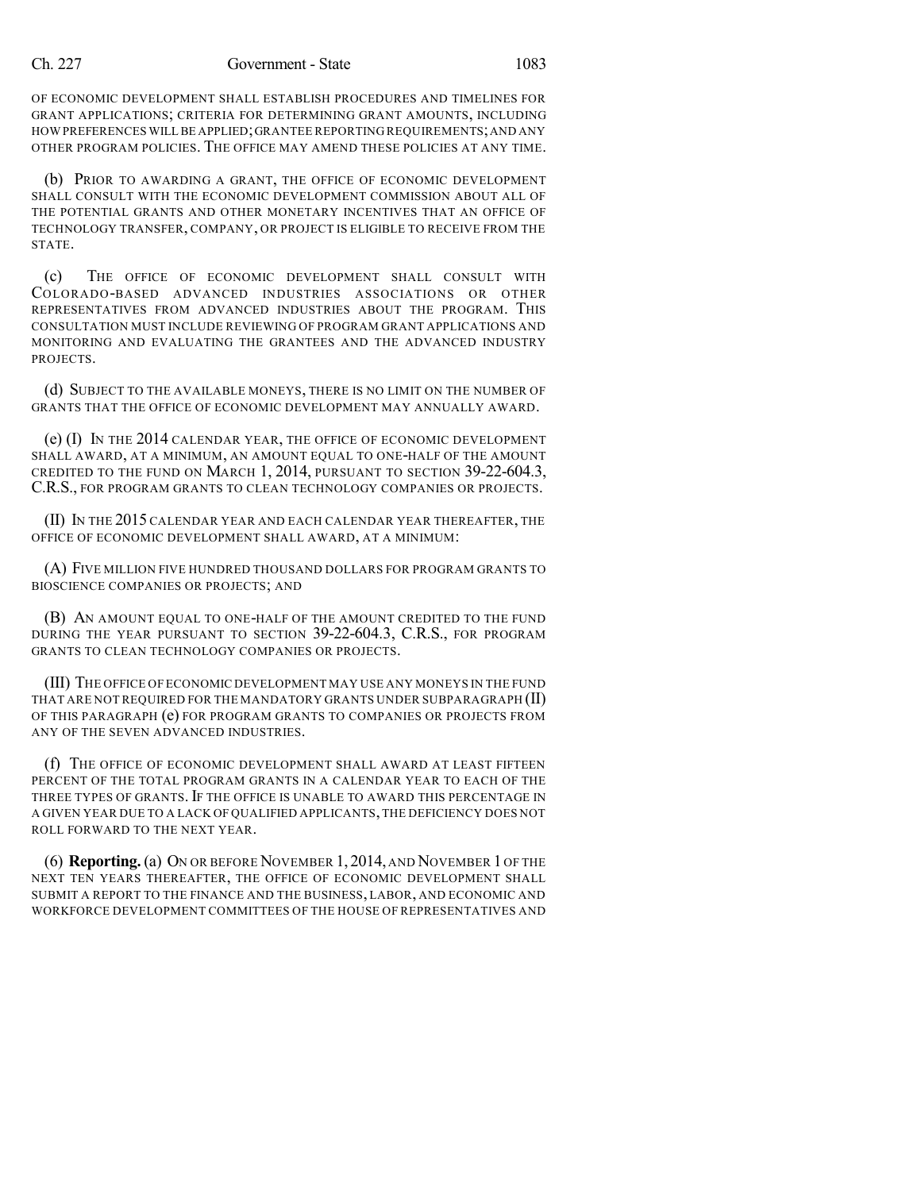OF ECONOMIC DEVELOPMENT SHALL ESTABLISH PROCEDURES AND TIMELINES FOR GRANT APPLICATIONS; CRITERIA FOR DETERMINING GRANT AMOUNTS, INCLUDING HOW PREFERENCES WILL BE APPLIED; GRANTEE REPORTING REQUIREMENTS; AND ANY OTHER PROGRAM POLICIES. THE OFFICE MAY AMEND THESE POLICIES AT ANY TIME.

(b) PRIOR TO AWARDING A GRANT, THE OFFICE OF ECONOMIC DEVELOPMENT SHALL CONSULT WITH THE ECONOMIC DEVELOPMENT COMMISSION ABOUT ALL OF THE POTENTIAL GRANTS AND OTHER MONETARY INCENTIVES THAT AN OFFICE OF TECHNOLOGY TRANSFER, COMPANY, OR PROJECT IS ELIGIBLE TO RECEIVE FROM THE STATE.

(c) THE OFFICE OF ECONOMIC DEVELOPMENT SHALL CONSULT WITH COLORADO-BASED ADVANCED INDUSTRIES ASSOCIATIONS OR OTHER REPRESENTATIVES FROM ADVANCED INDUSTRIES ABOUT THE PROGRAM. THIS CONSULTATION MUST INCLUDE REVIEWING OF PROGRAM GRANT APPLICATIONS AND MONITORING AND EVALUATING THE GRANTEES AND THE ADVANCED INDUSTRY PROJECTS.

(d) SUBJECT TO THE AVAILABLE MONEYS, THERE IS NO LIMIT ON THE NUMBER OF GRANTS THAT THE OFFICE OF ECONOMIC DEVELOPMENT MAY ANNUALLY AWARD.

(e) (I) IN THE 2014 CALENDAR YEAR, THE OFFICE OF ECONOMIC DEVELOPMENT SHALL AWARD, AT A MINIMUM, AN AMOUNT EQUAL TO ONE-HALF OF THE AMOUNT CREDITED TO THE FUND ON MARCH 1, 2014, PURSUANT TO SECTION 39-22-604.3, C.R.S., FOR PROGRAM GRANTS TO CLEAN TECHNOLOGY COMPANIES OR PROJECTS.

(II) IN THE 2015 CALENDAR YEAR AND EACH CALENDAR YEAR THEREAFTER, THE OFFICE OF ECONOMIC DEVELOPMENT SHALL AWARD, AT A MINIMUM:

(A) FIVE MILLION FIVE HUNDRED THOUSAND DOLLARS FOR PROGRAM GRANTS TO BIOSCIENCE COMPANIES OR PROJECTS; AND

(B) AN AMOUNT EQUAL TO ONE-HALF OF THE AMOUNT CREDITED TO THE FUND DURING THE YEAR PURSUANT TO SECTION 39-22-604.3, C.R.S., FOR PROGRAM GRANTS TO CLEAN TECHNOLOGY COMPANIES OR PROJECTS.

(III) THE OFFICE OF ECONOMIC DEVELOPMENT MAY USE ANY MONEYS IN THE FUND THAT ARE NOT REQUIRED FOR THE MANDATORY GRANTS UNDER SUBPARAGRAPH (II) OF THIS PARAGRAPH (e) FOR PROGRAM GRANTS TO COMPANIES OR PROJECTS FROM ANY OF THE SEVEN ADVANCED INDUSTRIES.

(f) THE OFFICE OF ECONOMIC DEVELOPMENT SHALL AWARD AT LEAST FIFTEEN PERCENT OF THE TOTAL PROGRAM GRANTS IN A CALENDAR YEAR TO EACH OF THE THREE TYPES OF GRANTS. IF THE OFFICE IS UNABLE TO AWARD THIS PERCENTAGE IN A GIVEN YEAR DUE TO A LACK OF QUALIFIED APPLICANTS, THE DEFICIENCY DOES NOT ROLL FORWARD TO THE NEXT YEAR.

(6) **Reporting.** (a) ON OR BEFORE NOVEMBER 1, 2014, AND NOVEMBER 1 OF THE NEXT TEN YEARS THEREAFTER, THE OFFICE OF ECONOMIC DEVELOPMENT SHALL SUBMIT A REPORT TO THE FINANCE AND THE BUSINESS, LABOR, AND ECONOMIC AND WORKFORCE DEVELOPMENT COMMITTEES OF THE HOUSE OF REPRESENTATIVES AND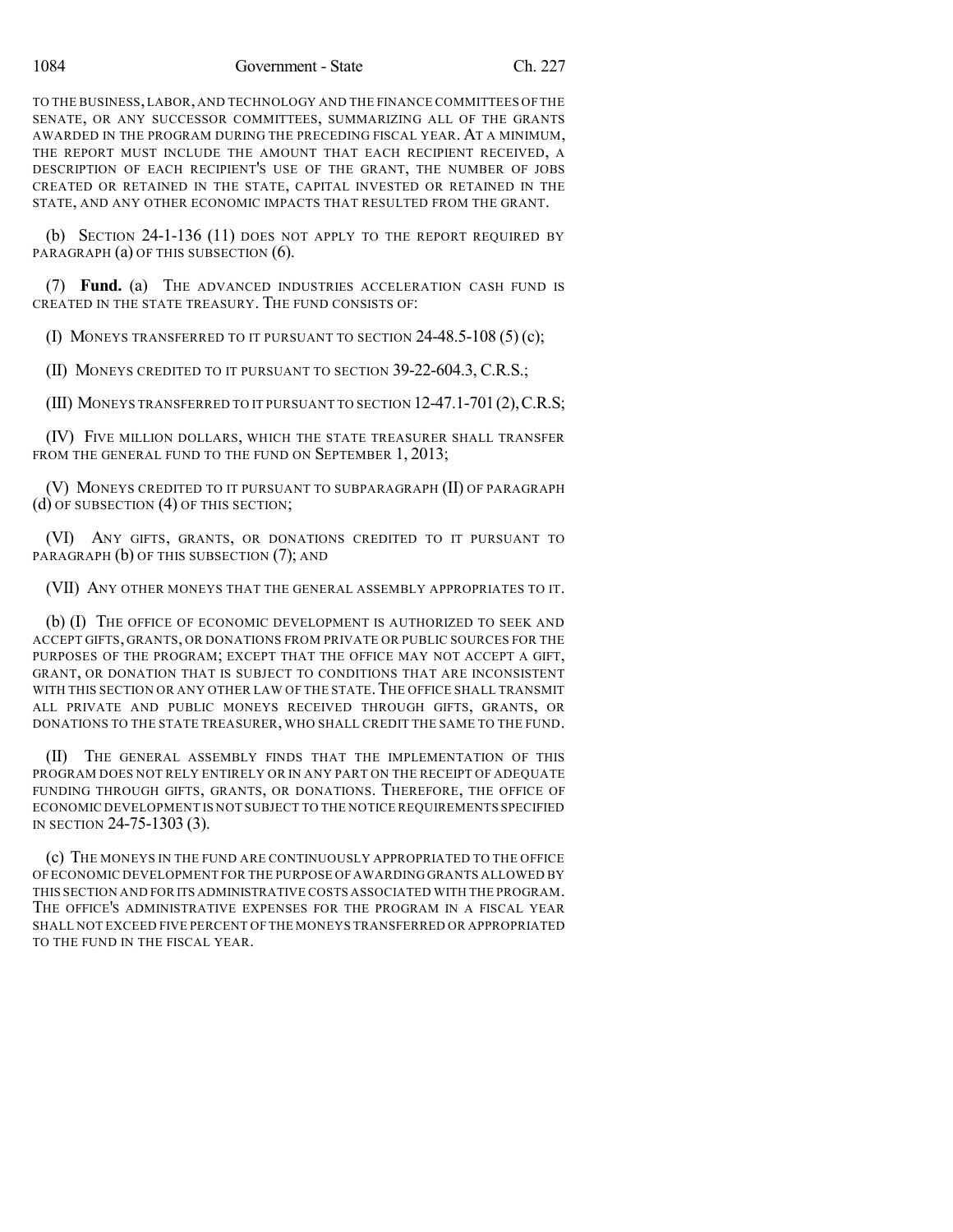TO THE BUSINESS, LABOR, AND TECHNOLOGY AND THE FINANCE COMMITTEES OF THE SENATE, OR ANY SUCCESSOR COMMITTEES, SUMMARIZING ALL OF THE GRANTS AWARDED IN THE PROGRAM DURING THE PRECEDING FISCAL YEAR. AT A MINIMUM, THE REPORT MUST INCLUDE THE AMOUNT THAT EACH RECIPIENT RECEIVED, A DESCRIPTION OF EACH RECIPIENT'S USE OF THE GRANT, THE NUMBER OF JOBS CREATED OR RETAINED IN THE STATE, CAPITAL INVESTED OR RETAINED IN THE STATE, AND ANY OTHER ECONOMIC IMPACTS THAT RESULTED FROM THE GRANT.

(b) SECTION 24-1-136 (11) DOES NOT APPLY TO THE REPORT REQUIRED BY PARAGRAPH (a) OF THIS SUBSECTION (6).

(7) **Fund.** (a) THE ADVANCED INDUSTRIES ACCELERATION CASH FUND IS CREATED IN THE STATE TREASURY. THE FUND CONSISTS OF:

(I) MONEYS TRANSFERRED TO IT PURSUANT TO SECTION 24-48.5-108 (5) (c);

(II) MONEYS CREDITED TO IT PURSUANT TO SECTION 39-22-604.3, C.R.S.;

(III) MONEYS TRANSFERRED TO IT PURSUANT TO SECTION 12-47.1-701 (2), C.R.S;

(IV) FIVE MILLION DOLLARS, WHICH THE STATE TREASURER SHALL TRANSFER FROM THE GENERAL FUND TO THE FUND ON SEPTEMBER 1, 2013;

(V) MONEYS CREDITED TO IT PURSUANT TO SUBPARAGRAPH (II) OF PARAGRAPH (d) OF SUBSECTION (4) OF THIS SECTION;

(VI) ANY GIFTS, GRANTS, OR DONATIONS CREDITED TO IT PURSUANT TO PARAGRAPH (b) OF THIS SUBSECTION (7); AND

(VII) ANY OTHER MONEYS THAT THE GENERAL ASSEMBLY APPROPRIATES TO IT.

(b) (I) THE OFFICE OF ECONOMIC DEVELOPMENT IS AUTHORIZED TO SEEK AND ACCEPT GIFTS, GRANTS, OR DONATIONS FROM PRIVATE OR PUBLIC SOURCES FOR THE PURPOSES OF THE PROGRAM; EXCEPT THAT THE OFFICE MAY NOT ACCEPT A GIFT, GRANT, OR DONATION THAT IS SUBJECT TO CONDITIONS THAT ARE INCONSISTENT WITH THIS SECTION OR ANY OTHER LAW OF THE STATE. THE OFFICE SHALL TRANSMIT ALL PRIVATE AND PUBLIC MONEYS RECEIVED THROUGH GIFTS, GRANTS, OR DONATIONS TO THE STATE TREASURER, WHO SHALL CREDIT THE SAME TO THE FUND.

(II) THE GENERAL ASSEMBLY FINDS THAT THE IMPLEMENTATION OF THIS PROGRAM DOES NOT RELY ENTIRELY OR IN ANY PART ON THE RECEIPT OF ADEQUATE FUNDING THROUGH GIFTS, GRANTS, OR DONATIONS. THEREFORE, THE OFFICE OF ECONOMIC DEVELOPMENT IS NOT SUBJECT TO THE NOTICE REQUIREMENTS SPECIFIED IN SECTION 24-75-1303 (3).

(c) THE MONEYS IN THE FUND ARE CONTINUOUSLY APPROPRIATED TO THE OFFICE OF ECONOMIC DEVELOPMENT FOR THE PURPOSE OF AWARDING GRANTS ALLOWED BY THIS SECTION AND FOR ITS ADMINISTRATIVE COSTS ASSOCIATED WITH THE PROGRAM. THE OFFICE'S ADMINISTRATIVE EXPENSES FOR THE PROGRAM IN A FISCAL YEAR SHALL NOT EXCEED FIVE PERCENT OF THE MONEYS TRANSFERRED OR APPROPRIATED TO THE FUND IN THE FISCAL YEAR.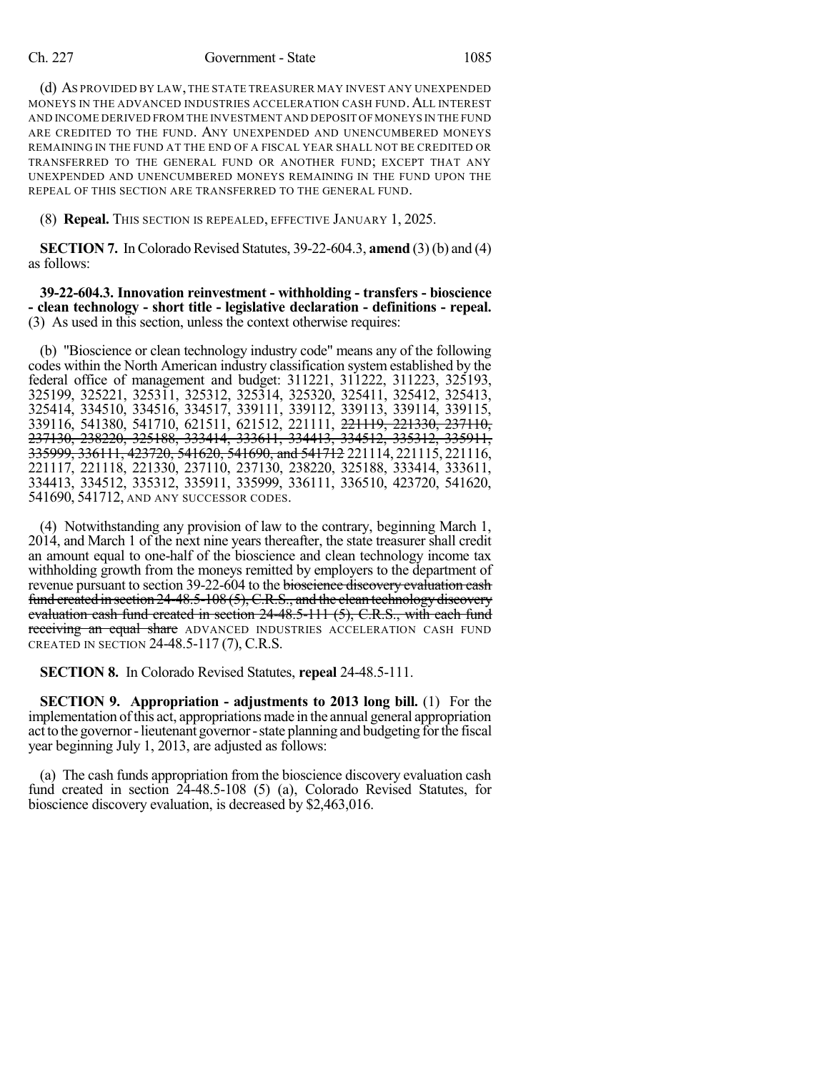(d) AS PROVIDED BY LAW, THE STATE TREASURER MAY INVEST ANY UNEXPENDED MONEYS IN THE ADVANCED INDUSTRIES ACCELERATION CASH FUND. ALL INTEREST AND INCOME DERIVED FROM THE INVESTMENT AND DEPOSIT OF MONEYS IN THE FUND ARE CREDITED TO THE FUND. ANY UNEXPENDED AND UNENCUMBERED MONEYS REMAINING IN THE FUND AT THE END OF A FISCAL YEAR SHALL NOT BE CREDITED OR TRANSFERRED TO THE GENERAL FUND OR ANOTHER FUND; EXCEPT THAT ANY UNEXPENDED AND UNENCUMBERED MONEYS REMAINING IN THE FUND UPON THE REPEAL OF THIS SECTION ARE TRANSFERRED TO THE GENERAL FUND.

(8) **Repeal.** THIS SECTION IS REPEALED, EFFECTIVE JANUARY 1, 2025.

**SECTION 7.** In Colorado Revised Statutes, 39-22-604.3, **amend** (3) (b) and (4) as follows:

**39-22-604.3. Innovation reinvestment - withholding - transfers - bioscience - clean technology - short title - legislative declaration - definitions - repeal.** (3) As used in this section, unless the context otherwise requires:

(b) "Bioscience or clean technology industry code" means any of the following codes within the North American industry classification system established by the federal office of management and budget: 311221, 311222, 311223, 325193, 325199, 325221, 325311, 325312, 325314, 325320, 325411, 325412, 325413, 325414, 334510, 334516, 334517, 339111, 339112, 339113, 339114, 339115, 339116, 541380, 541710, 621511, 621512, 221111, ~~221119, 221330, 237110, 237130, 238220, 325188, 333414, 333611, 334413, 334512, 335312, 335911, 335999, 336111, 423720, 541620, 541690, and 541712~~ 221114, 221115, 221116, 221117, 221118, 221330, 237110, 237130, 238220, 325188, 333414, 333611, 334413, 334512, 335312, 335911, 335999, 336111, 336510, 423720, 541620, 541690, 541712, AND ANY SUCCESSOR CODES.

(4) Notwithstanding any provision of law to the contrary, beginning March 1, 2014, and March 1 of the next nine years thereafter, the state treasurer shall credit an amount equal to one-half of the bioscience and clean technology income tax withholding growth from the moneys remitted by employers to the department of revenue pursuant to section 39-22-604 to the ~~bioscience discovery evaluation cash fund created in section 24-48.5-108 (5), C.R.S., and the clean technology discovery evaluation cash fund created in section 24-48.5-111 (5), C.R.S., with each fund receiving an equal share~~ ADVANCED INDUSTRIES ACCELERATION CASH FUND CREATED IN SECTION 24-48.5-117 (7), C.R.S.

**SECTION 8.** In Colorado Revised Statutes, **repeal** 24-48.5-111.

**SECTION 9. Appropriation - adjustments to 2013 long bill.** (1) For the implementation of this act, appropriations made in the annual general appropriation act to the governor - lieutenant governor - state planning and budgeting for the fiscal year beginning July 1, 2013, are adjusted as follows:

(a) The cash funds appropriation from the bioscience discovery evaluation cash fund created in section 24-48.5-108 (5) (a), Colorado Revised Statutes, for bioscience discovery evaluation, is decreased by $2,463,016.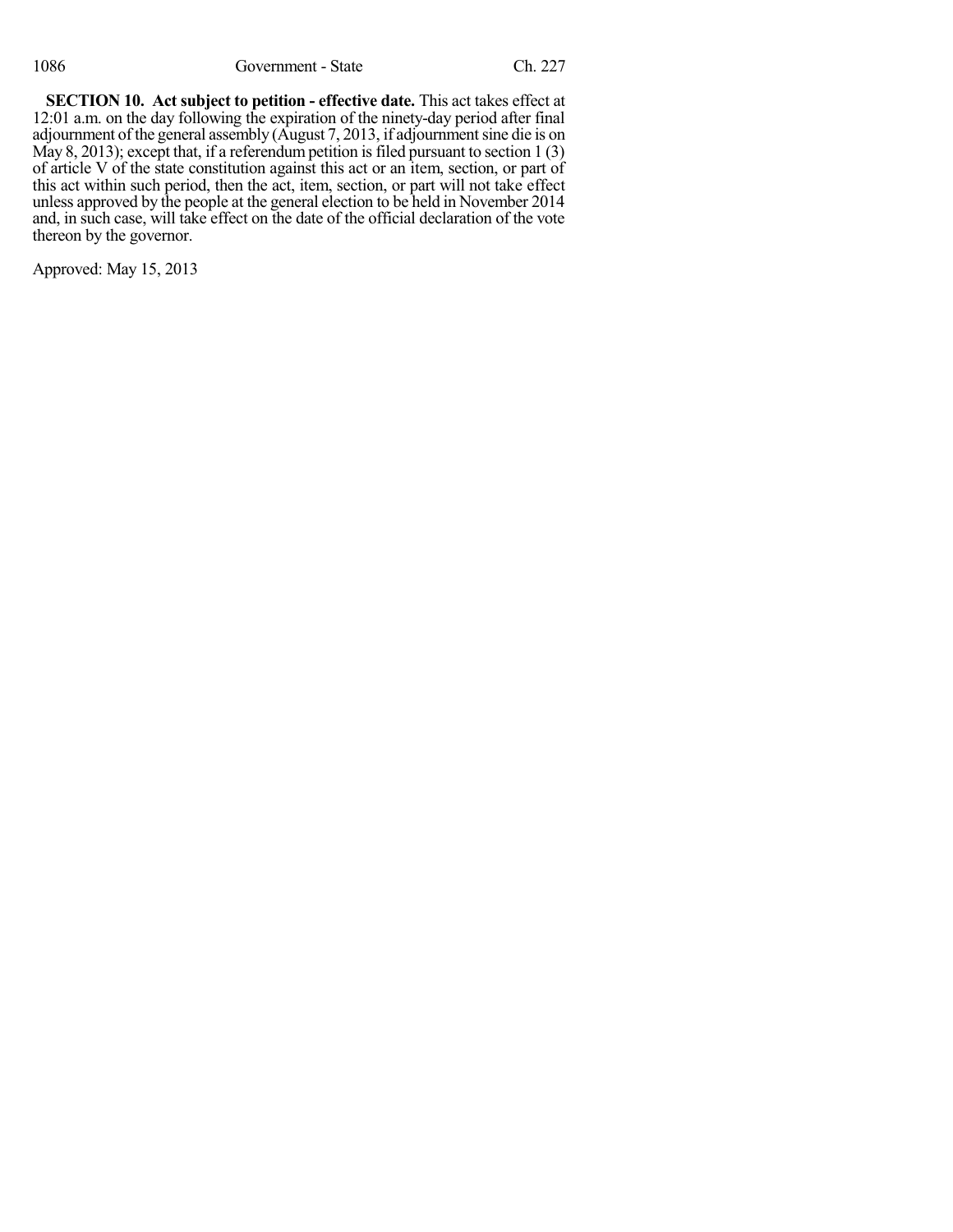**SECTION 10. Act subject to petition - effective date.** This act takes effect at 12:01 a.m. on the day following the expiration of the ninety-day period after final adjournment of the general assembly (August 7, 2013, if adjournment sine die is on May 8, 2013); except that, if a referendum petition is filed pursuant to section 1 (3) of article V of the state constitution against this act or an item, section, or part of this act within such period, then the act, item, section, or part will not take effect unless approved by the people at the general election to be held in November 2014 and, in such case, will take effect on the date of the official declaration of the vote thereon by the governor.

Approved: May 15, 2013